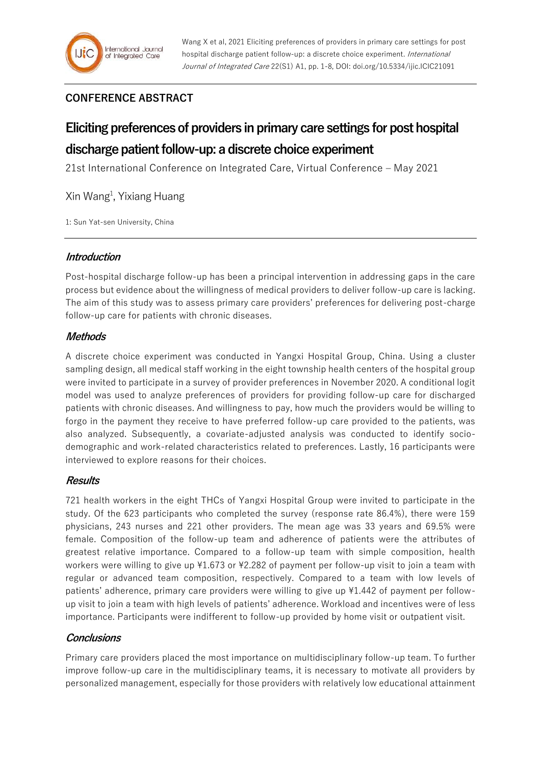Wang X et al, 2021 Eliciting preferences of providers in primary care settings for post hospital discharge patient follow-up: a discrete choice experiment. *International Journal of Integrated Care* 22(S1) A1, pp. 1-8, DOI: doi.org/10.5334/ijic.ICIC21091

**CONFERENCE ABSTRACT**

# Eliciting preferences of providers in primary care settings for post hospital discharge patient follow-up: a discrete choice experiment

21st International Conference on Integrated Care, Virtual Conference – May 2021

Xin Wang[1], Yixiang Huang

1: Sun Yat-sen University, China

## *Introduction*

Post-hospital discharge follow-up has been a principal intervention in addressing gaps in the care process but evidence about the willingness of medical providers to deliver follow-up care is lacking. The aim of this study was to assess primary care providers' preferences for delivering post-charge follow-up care for patients with chronic diseases.

## *Methods*

A discrete choice experiment was conducted in Yangxi Hospital Group, China. Using a cluster sampling design, all medical staff working in the eight township health centers of the hospital group were invited to participate in a survey of provider preferences in November 2020. A conditional logit model was used to analyze preferences of providers for providing follow-up care for discharged patients with chronic diseases. And willingness to pay, how much the providers would be willing to forgo in the payment they receive to have preferred follow-up care provided to the patients, was also analyzed. Subsequently, a covariate-adjusted analysis was conducted to identify socio-demographic and work-related characteristics related to preferences. Lastly, 16 participants were interviewed to explore reasons for their choices.

## *Results*

721 health workers in the eight THCs of Yangxi Hospital Group were invited to participate in the study. Of the 623 participants who completed the survey (response rate 86.4%), there were 159 physicians, 243 nurses and 221 other providers. The mean age was 33 years and 69.5% were female. Composition of the follow-up team and adherence of patients were the attributes of greatest relative importance. Compared to a follow-up team with simple composition, health workers were willing to give up ¥1.673 or ¥2.282 of payment per follow-up visit to join a team with regular or advanced team composition, respectively. Compared to a team with low levels of patients' adherence, primary care providers were willing to give up ¥1.442 of payment per follow-up visit to join a team with high levels of patients' adherence. Workload and incentives were of less importance. Participants were indifferent to follow-up provided by home visit or outpatient visit.

## *Conclusions*

Primary care providers placed the most importance on multidisciplinary follow-up team. To further improve follow-up care in the multidisciplinary teams, it is necessary to motivate all providers by personalized management, especially for those providers with relatively low educational attainment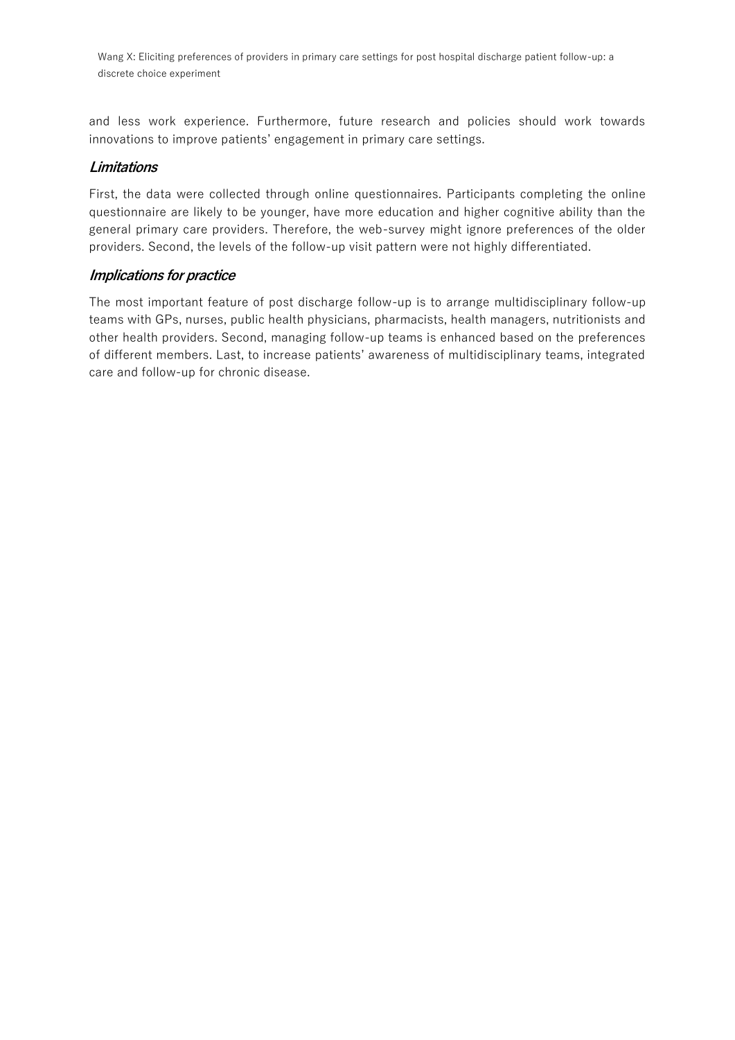and less work experience. Furthermore, future research and policies should work towards innovations to improve patients' engagement in primary care settings.

### *Limitations*

First, the data were collected through online questionnaires. Participants completing the online questionnaire are likely to be younger, have more education and higher cognitive ability than the general primary care providers. Therefore, the web-survey might ignore preferences of the older providers. Second, the levels of the follow-up visit pattern were not highly differentiated.

### *Implications for practice*

The most important feature of post discharge follow-up is to arrange multidisciplinary follow-up teams with GPs, nurses, public health physicians, pharmacists, health managers, nutritionists and other health providers. Second, managing follow-up teams is enhanced based on the preferences of different members. Last, to increase patients' awareness of multidisciplinary teams, integrated care and follow-up for chronic disease.